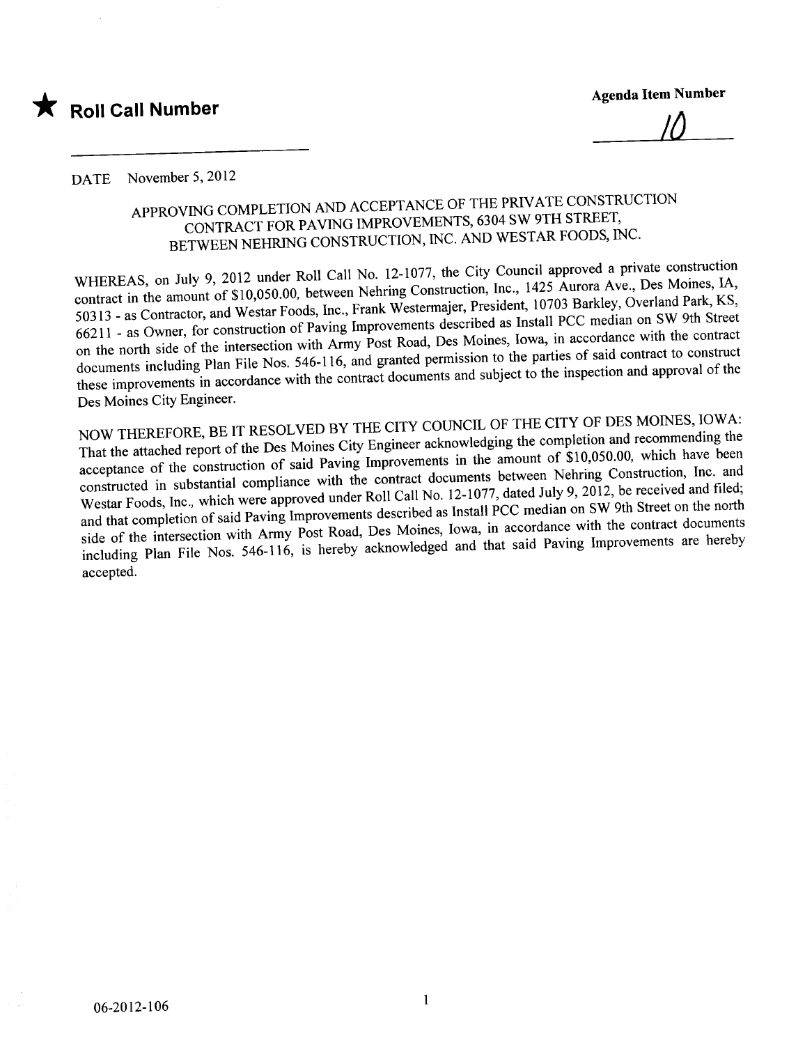★ **Roll Call Number**

**Agenda Item Number**

10

DATE November 5, 2012

## APPROVING COMPLETION AND ACCEPTANCE OF THE PRIVATE CONSTRUCTION CONTRACT FOR PAVING IMPROVEMENTS, 6304 SW 9TH STREET, BETWEEN NEHRING CONSTRUCTION, INC. AND WESTAR FOODS, INC.

WHEREAS, on July 9, 2012 under Roll Call No. 12-1077, the City Council approved a private construction contract in the amount of $10,050.00, between Nehring Construction, Inc., 1425 Aurora Ave., Des Moines, IA, 50313 - as Contractor, and Westar Foods, Inc., Frank Westermajer, President, 10703 Barkley, Overland Park, KS, 66211 - as Owner, for construction of Paving Improvements described as Install PCC median on SW 9th Street on the north side of the intersection with Army Post Road, Des Moines, Iowa, in accordance with the contract documents including Plan File Nos. 546-116, and granted permission to the parties of said contract to construct these improvements in accordance with the contract documents and subject to the inspection and approval of the Des Moines City Engineer.

NOW THEREFORE, BE IT RESOLVED BY THE CITY COUNCIL OF THE CITY OF DES MOINES, IOWA: That the attached report of the Des Moines City Engineer acknowledging the completion and recommending the acceptance of the construction of said Paving Improvements in the amount of $10,050.00, which have been constructed in substantial compliance with the contract documents between Nehring Construction, Inc. and Westar Foods, Inc., which were approved under Roll Call No. 12-1077, dated July 9, 2012, be received and filed; and that completion of said Paving Improvements described as Install PCC median on SW 9th Street on the north side of the intersection with Army Post Road, Des Moines, Iowa, in accordance with the contract documents including Plan File Nos. 546-116, is hereby acknowledged and that said Paving Improvements are hereby accepted.

06-2012-106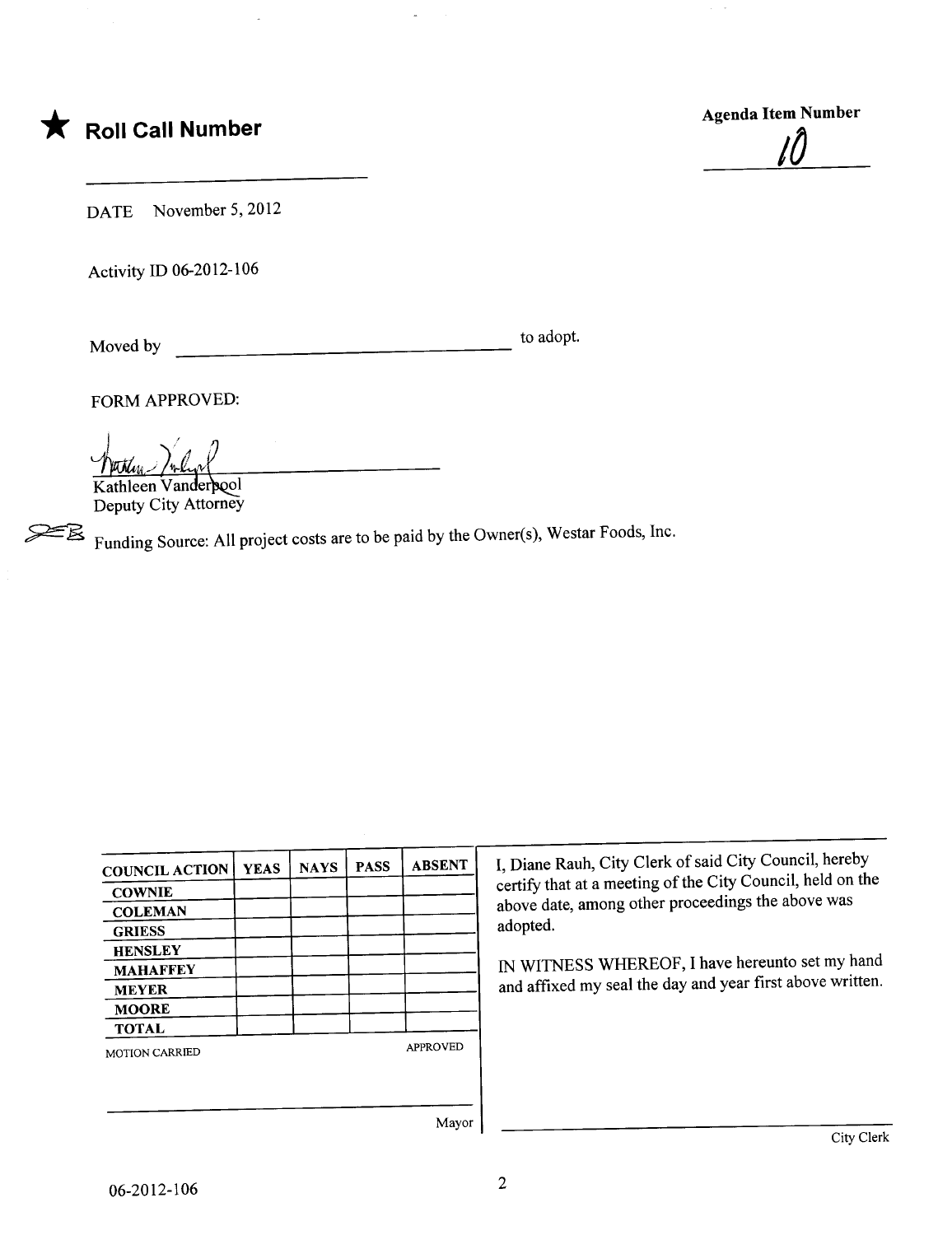★ **Roll Call Number**

\_\_\_\_\_\_\_\_\_\_\_\_\_\_\_\_\_\_\_\_\_\_\_\_

**Agenda Item Number**

10

DATE November 5, 2012

Activity ID 06-2012-106

Moved by \_\_\_\_\_\_\_\_\_\_\_\_\_\_\_\_\_\_\_\_\_\_\_\_\_\_\_\_\_\_ to adopt.

FORM APPROVED:

Kathleen Vanderpool
Deputy City Attorney

Funding Source: All project costs are to be paid by the Owner(s), Westar Foods, Inc.

| COUNCIL ACTION | YEAS | NAYS | PASS | ABSENT |
|---|---|---|---|---|
| COWNIE | | | | |
| COLEMAN | | | | |
| GRIESS | | | | |
| HENSLEY | | | | |
| MAHAFFEY | | | | |
| MEYER | | | | |
| MOORE | | | | |
| TOTAL | | | | |

MOTION CARRIED APPROVED

\_\_\_\_\_\_\_\_\_\_\_\_\_\_\_\_\_\_\_\_\_\_\_\_

Mayor

I, Diane Rauh, City Clerk of said City Council, hereby certify that at a meeting of the City Council, held on the above date, among other proceedings the above was adopted.

IN WITNESS WHEREOF, I have hereunto set my hand and affixed my seal the day and year first above written.

\_\_\_\_\_\_\_\_\_\_\_\_\_\_\_\_\_\_\_\_\_\_\_\_

City Clerk

06-2012-106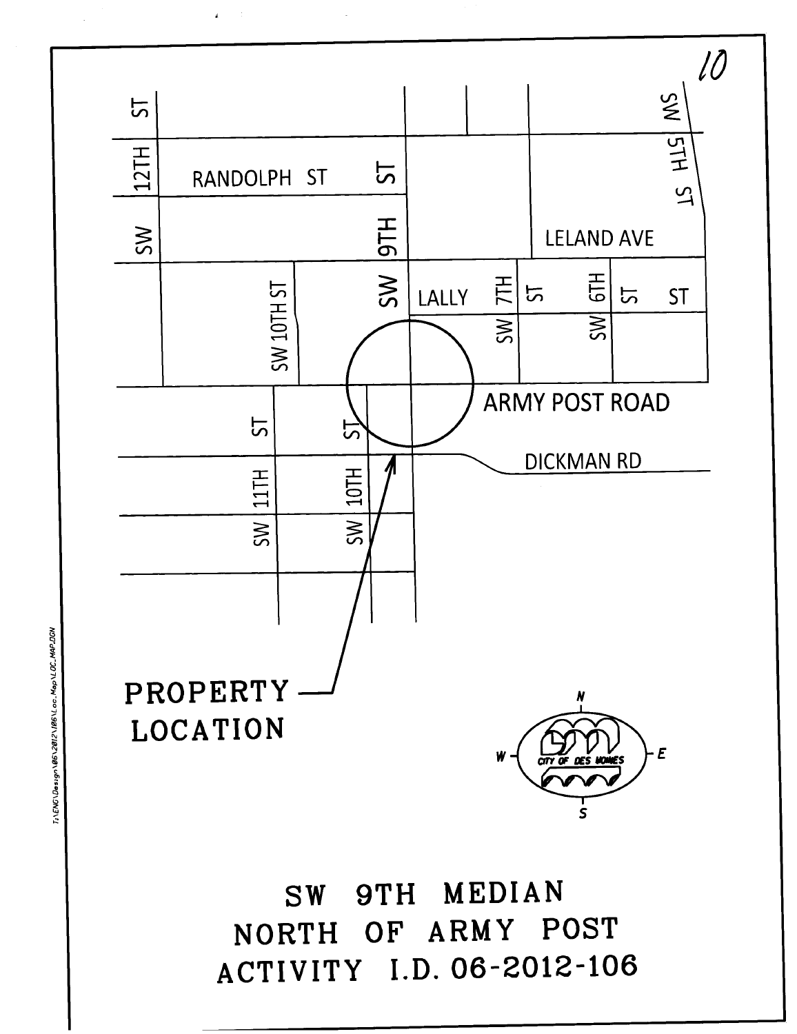RANDOLPH ST

SW 12TH ST

SW 9TH ST

SW 5TH ST

LELAND AVE

LALLY ST

SW 10TH ST

SW 7TH ST

SW 6TH ST

ARMY POST ROAD

DICKMAN RD

SW 11TH ST

SW 10TH ST

PROPERTY LOCATION

N

W

E

S

CITY OF DES MOINES

# SW 9TH MEDIAN
# NORTH OF ARMY POST
# ACTIVITY I.D. 06-2012-106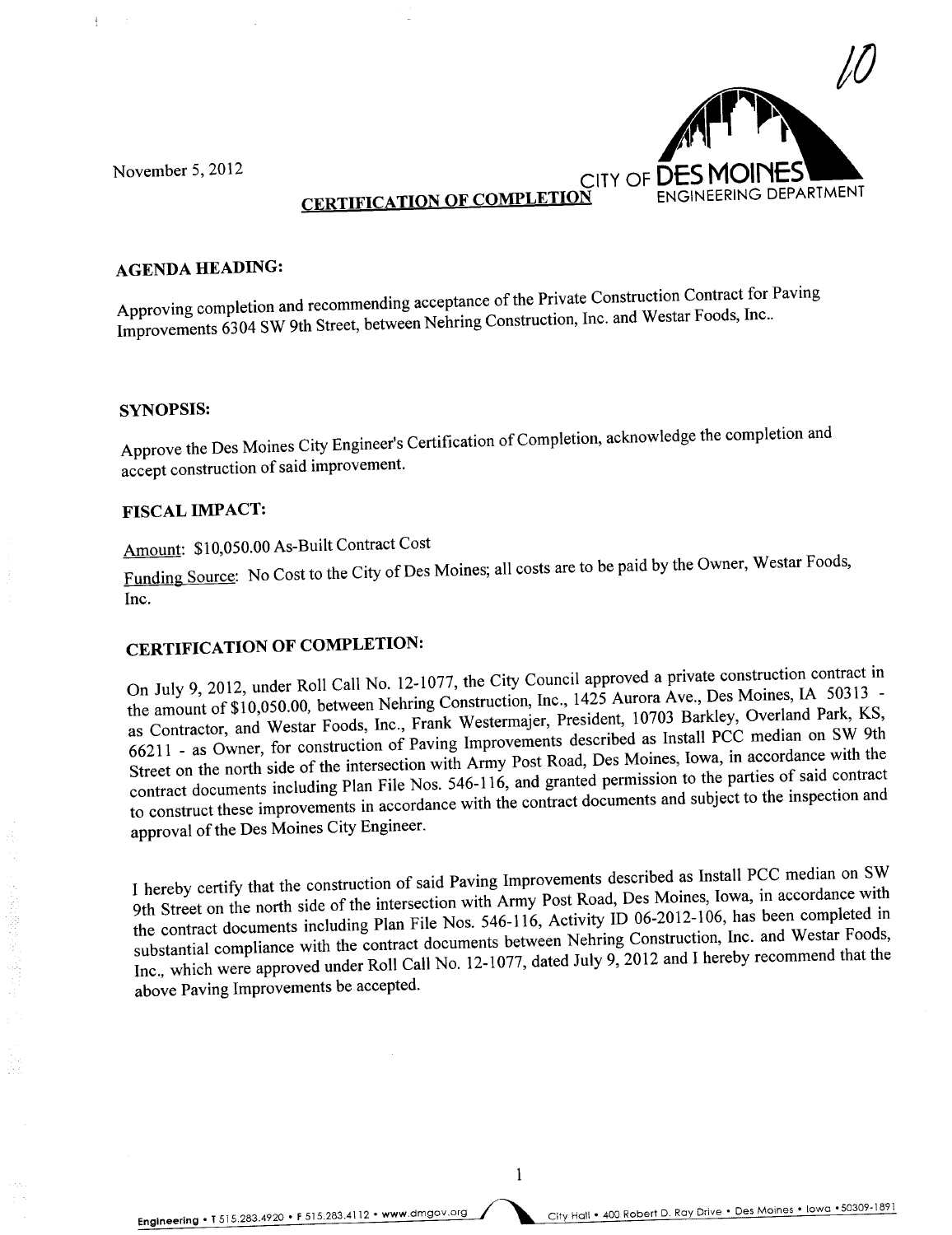10

November 5, 2012

CITY OF DES MOINES ENGINEERING DEPARTMENT

## CERTIFICATION OF COMPLETION

### AGENDA HEADING:

Approving completion and recommending acceptance of the Private Construction Contract for Paving Improvements 6304 SW 9th Street, between Nehring Construction, Inc. and Westar Foods, Inc..

### SYNOPSIS:

Approve the Des Moines City Engineer's Certification of Completion, acknowledge the completion and accept construction of said improvement.

### FISCAL IMPACT:

Amount: $10,050.00 As-Built Contract Cost

Funding Source: No Cost to the City of Des Moines; all costs are to be paid by the Owner, Westar Foods, Inc.

### CERTIFICATION OF COMPLETION:

On July 9, 2012, under Roll Call No. 12-1077, the City Council approved a private construction contract in the amount of $10,050.00, between Nehring Construction, Inc., 1425 Aurora Ave., Des Moines, IA 50313 - as Contractor, and Westar Foods, Inc., Frank Westermajer, President, 10703 Barkley, Overland Park, KS, 66211 - as Owner, for construction of Paving Improvements described as Install PCC median on SW 9th Street on the north side of the intersection with Army Post Road, Des Moines, Iowa, in accordance with the contract documents including Plan File Nos. 546-116, and granted permission to the parties of said contract to construct these improvements in accordance with the contract documents and subject to the inspection and approval of the Des Moines City Engineer.

I hereby certify that the construction of said Paving Improvements described as Install PCC median on SW 9th Street on the north side of the intersection with Army Post Road, Des Moines, Iowa, in accordance with the contract documents including Plan File Nos. 546-116, Activity ID 06-2012-106, has been completed in substantial compliance with the contract documents between Nehring Construction, Inc. and Westar Foods, Inc., which were approved under Roll Call No. 12-1077, dated July 9, 2012 and I hereby recommend that the above Paving Improvements be accepted.

Engineering • T 515.283.4920 • F 515.283.4112 • www.dmgov.org     City Hall • 400 Robert D. Ray Drive • Des Moines • Iowa • 50309-1891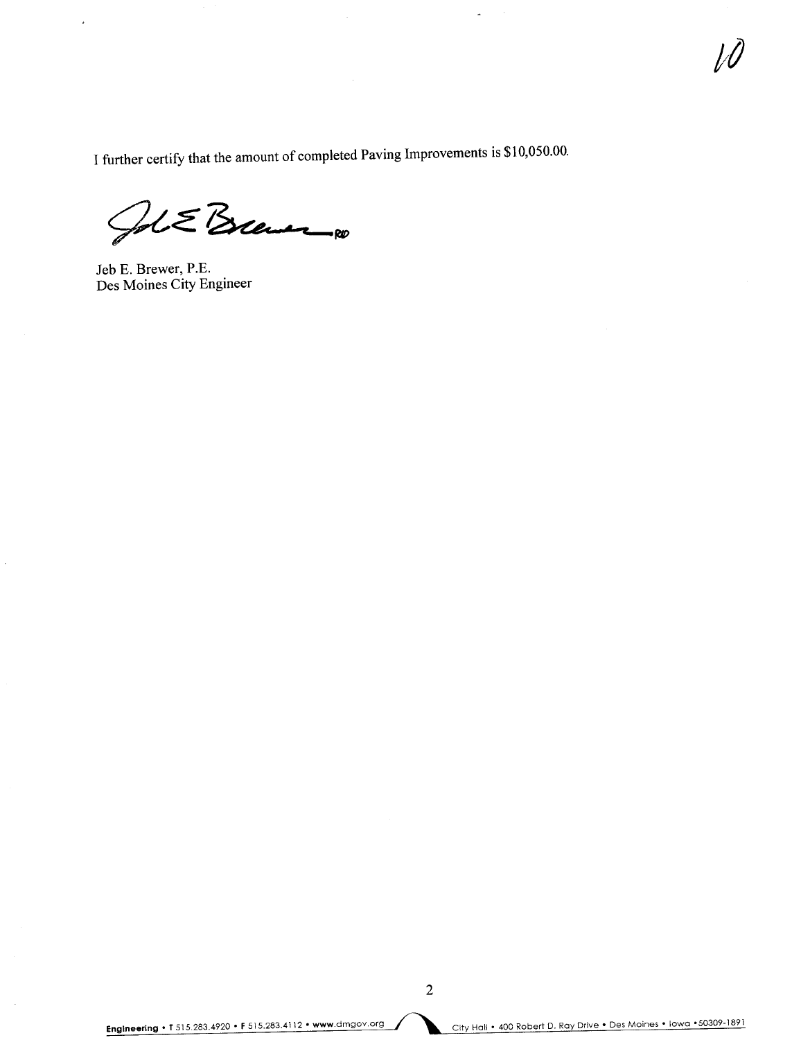I further certify that the amount of completed Paving Improvements is $10,050.00.

Jeb E. Brewer, P.E.
Des Moines City Engineer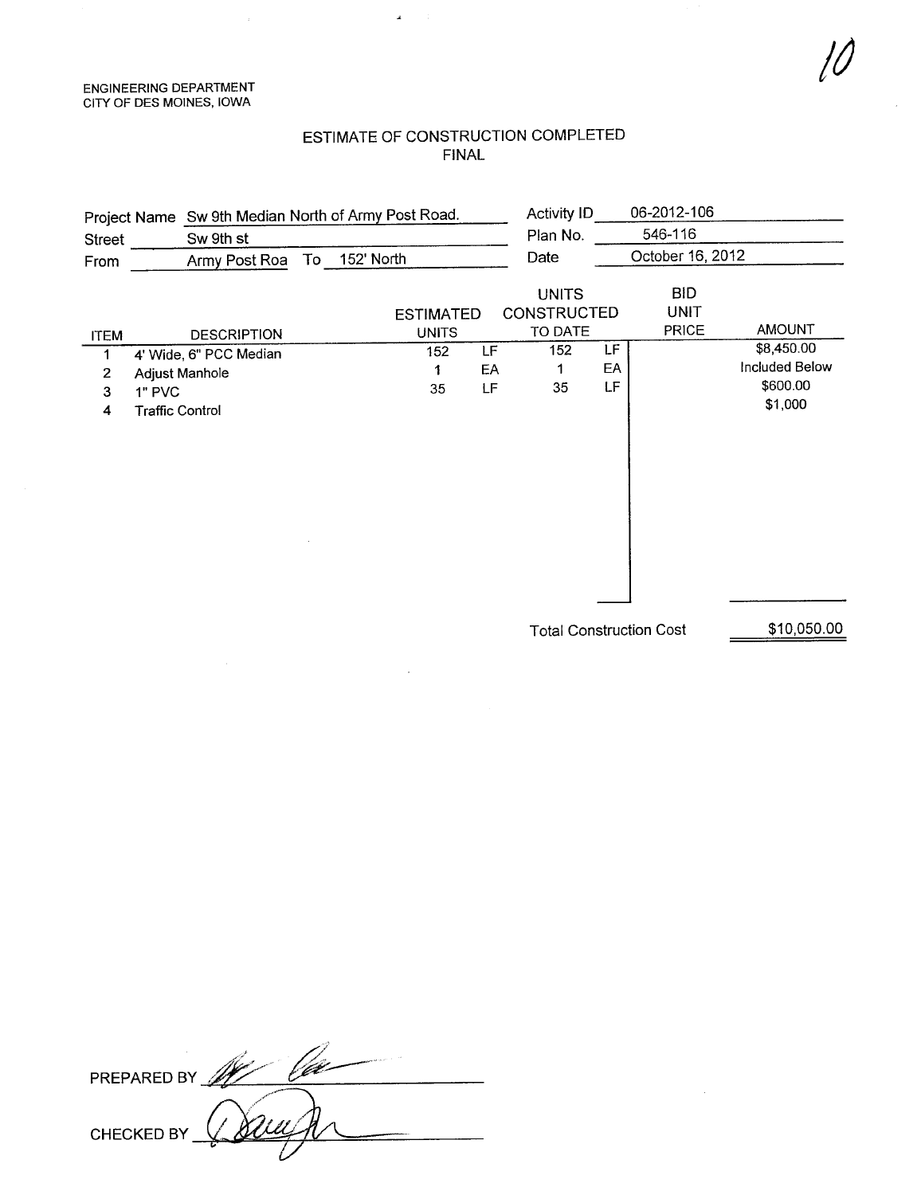ENGINEERING DEPARTMENT
CITY OF DES MOINES, IOWA

# ESTIMATE OF CONSTRUCTION COMPLETED
FINAL

Project Name Sw 9th Median North of Army Post Road.
Street Sw 9th st
From Army Post Roa To 152' North

Activity ID 06-2012-106
Plan No. 546-116
Date October 16, 2012

| ITEM | DESCRIPTION | ESTIMATED UNITS | | UNITS CONSTRUCTED TO DATE | | BID UNIT PRICE | AMOUNT |
|---|---|---|---|---|---|---|---|
| 1 | 4' Wide, 6" PCC Median | 152 | LF | 152 | LF | | $8,450.00 |
| 2 | Adjust Manhole | 1 | EA | 1 | EA | | Included Below |
| 3 | 1" PVC | 35 | LF | 35 | LF | | $600.00 |
| 4 | Traffic Control | | | | | | $1,000 |

Total Construction Cost $10,050.00

PREPARED BY [signature]

CHECKED BY [signature]